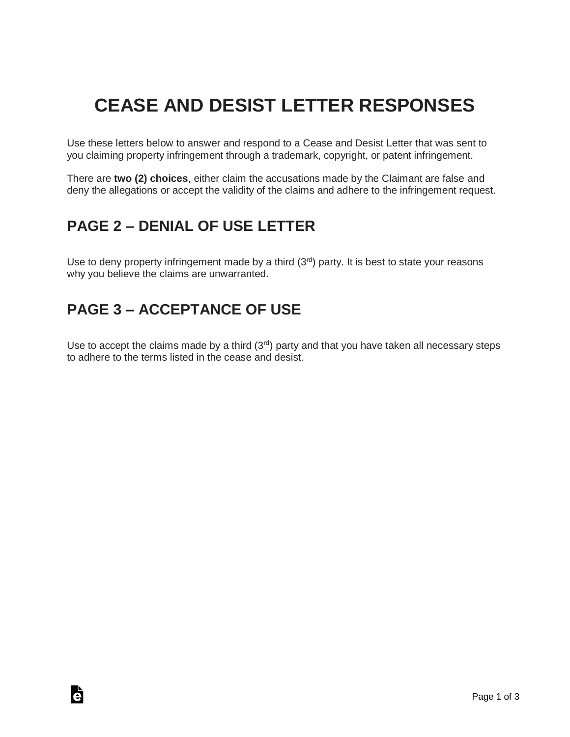# CEASE AND DESIST LETTER RESPONSES

Use these letters below to answer and respond to a Cease and Desist Letter that was sent to you claiming property infringement through a trademark, copyright, or patent infringement.

There are **two (2) choices**, either claim the accusations made by the Claimant are false and deny the allegations or accept the validity of the claims and adhere to the infringement request.

## PAGE 2 – DENIAL OF USE LETTER

Use to deny property infringement made by a third (3rd) party. It is best to state your reasons why you believe the claims are unwarranted.

## PAGE 3 – ACCEPTANCE OF USE

Use to accept the claims made by a third (3rd) party and that you have taken all necessary steps to adhere to the terms listed in the cease and desist.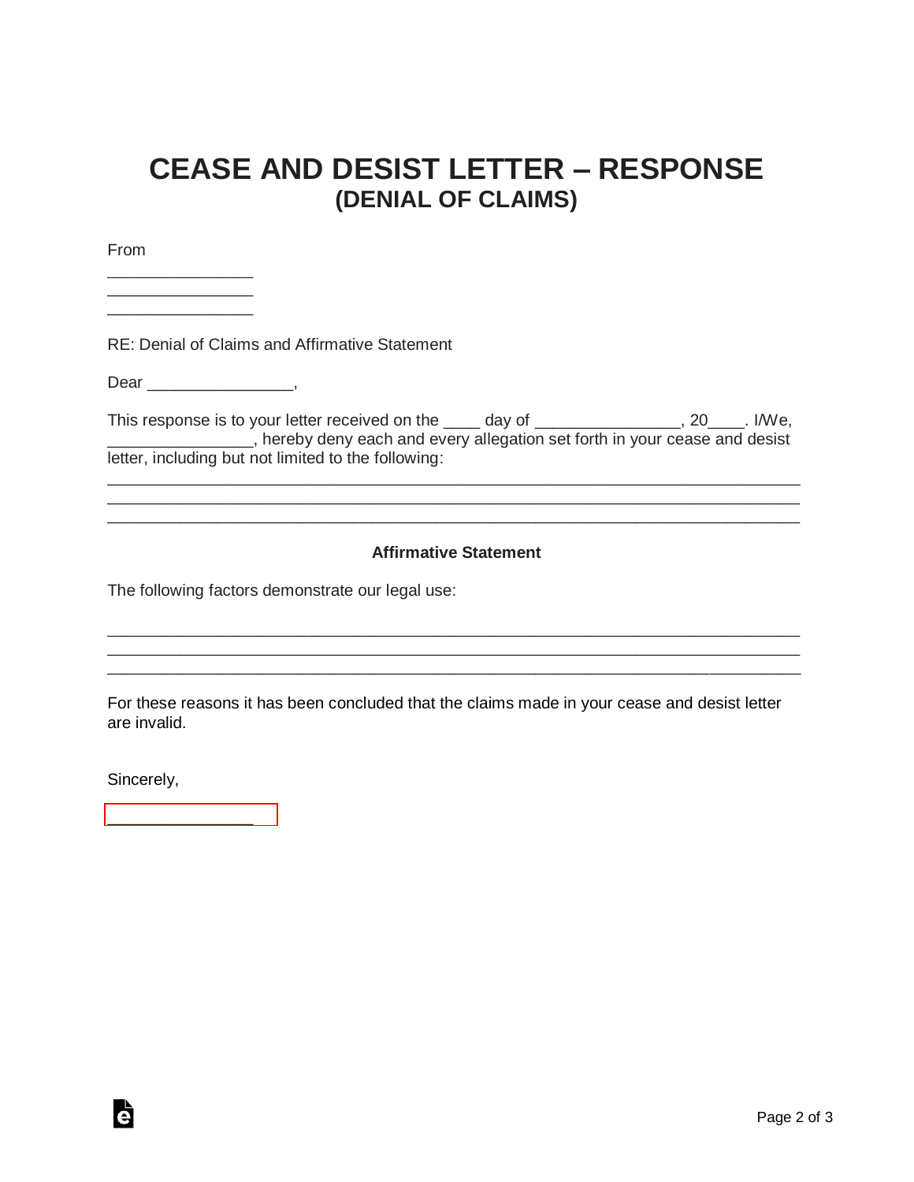# CEASE AND DESIST LETTER – RESPONSE
## (DENIAL OF CLAIMS)

From

________________
________________
________________

RE: Denial of Claims and Affirmative Statement

Dear ________________,

This response is to your letter received on the ____ day of ________________, 20____. I/We, ________________, hereby deny each and every allegation set forth in your cease and desist letter, including but not limited to the following:

______________________________________________________________________________
______________________________________________________________________________
______________________________________________________________________________

**Affirmative Statement**

The following factors demonstrate our legal use:

______________________________________________________________________________
______________________________________________________________________________
______________________________________________________________________________

For these reasons it has been concluded that the claims made in your cease and desist letter are invalid.

Sincerely,

________________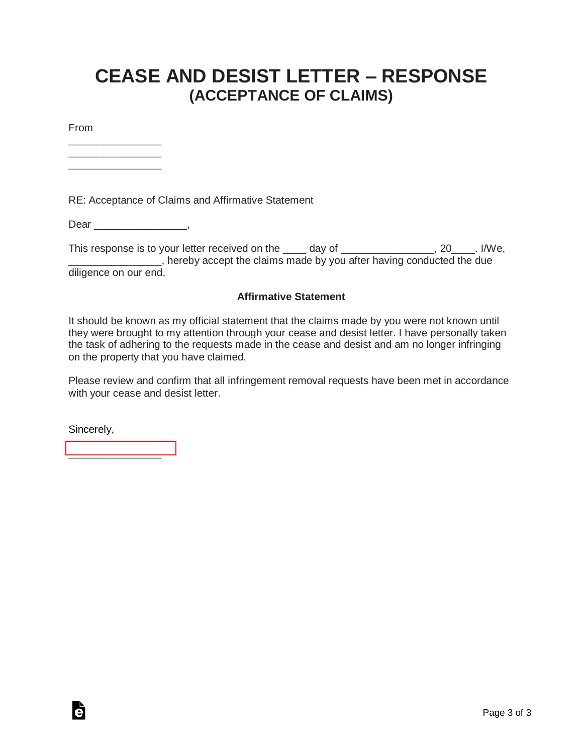# CEASE AND DESIST LETTER – RESPONSE
## (ACCEPTANCE OF CLAIMS)

From

________________
________________
________________

RE: Acceptance of Claims and Affirmative Statement

Dear ________________,

This response is to your letter received on the ____ day of ________________, 20____. I/We, ________________, hereby accept the claims made by you after having conducted the due diligence on our end.

**Affirmative Statement**

It should be known as my official statement that the claims made by you were not known until they were brought to my attention through your cease and desist letter. I have personally taken the task of adhering to the requests made in the cease and desist and am no longer infringing on the property that you have claimed.

Please review and confirm that all infringement removal requests have been met in accordance with your cease and desist letter.

Sincerely,

________________